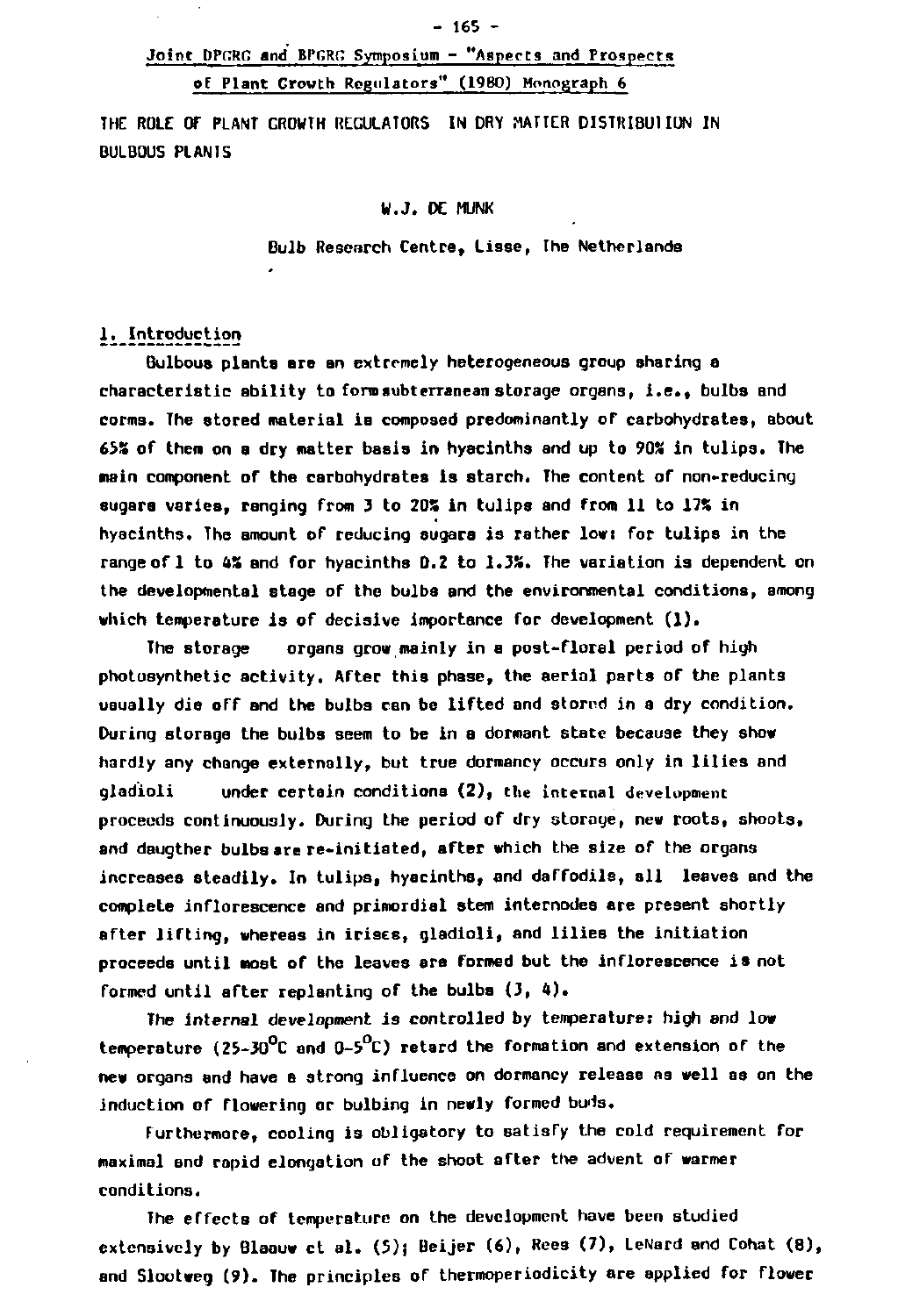Joint DPGRG and BPGRG Symposium - "Aspects and Prospects of Plant Growth Regulators" (1980) Monograph 6

# THE ROLE OF PLANT GROWTH REGULATORS IN DRY MATTER DISTRIBUTION IN BULBOUS PLANTS

W.J. DE MUNK

Bulb Research Centre, Lisse, The Netherlands

## 1. Introduction

Bulbous plants are an extremely heterogeneous group sharing a characteristic ability to form subterranean storage organs, i.e., bulbs and corms. The stored material is composed predominantly of carbohydrates, about 65% of them on a dry matter basis in hyacinths and up to 90% in tulips. The main component of the carbohydrates is starch. The content of non-reducing sugars varies, ranging from 3 to 20% in tulips and from 11 to 17% in hyacinths. The amount of reducing sugars is rather low: for tulips in the range of 1 to 4% and for hyacinths 0.2 to 1.3%. The variation is dependent on the developmental stage of the bulbs and the environmental conditions, among which temperature is of decisive importance for development (1).

The storage organs grow mainly in a post-floral period of high photosynthetic activity. After this phase, the aerial parts of the plants usually die off and the bulbs can be lifted and stored in a dry condition. During storage the bulbs seem to be in a dormant state because they show hardly any change externally, but true dormancy occurs only in lilies and gladioli under certain conditions (2), the internal development proceeds continuously. During the period of dry storage, new roots, shoots, and daugther bulbs are re-initiated, after which the size of the organs increases steadily. In tulips, hyacinths, and daffodils, all leaves and the complete inflorescence and primordial stem internodes are present shortly after lifting, whereas in irises, gladioli, and lilies the initiation proceeds until most of the leaves are formed but the inflorescence is not formed until after replanting of the bulbs (3, 4).

The internal development is controlled by temperature: high and low temperature (25-30$^{o}$C and 0-5$^{o}$C) retard the formation and extension of the new organs and have a strong influence on dormancy release as well as on the induction of flowering or bulbing in newly formed buds.

Furthermore, cooling is obligatory to satisfy the cold requirement for maximal and rapid elongation of the shoot after the advent of warmer conditions.

The effects of temperature on the development have been studied extensively by Blaauw et al. (5); Beijer (6), Rees (7), LeNard and Cohat (8), and Slootweg (9). The principles of thermoperiodicity are applied for flower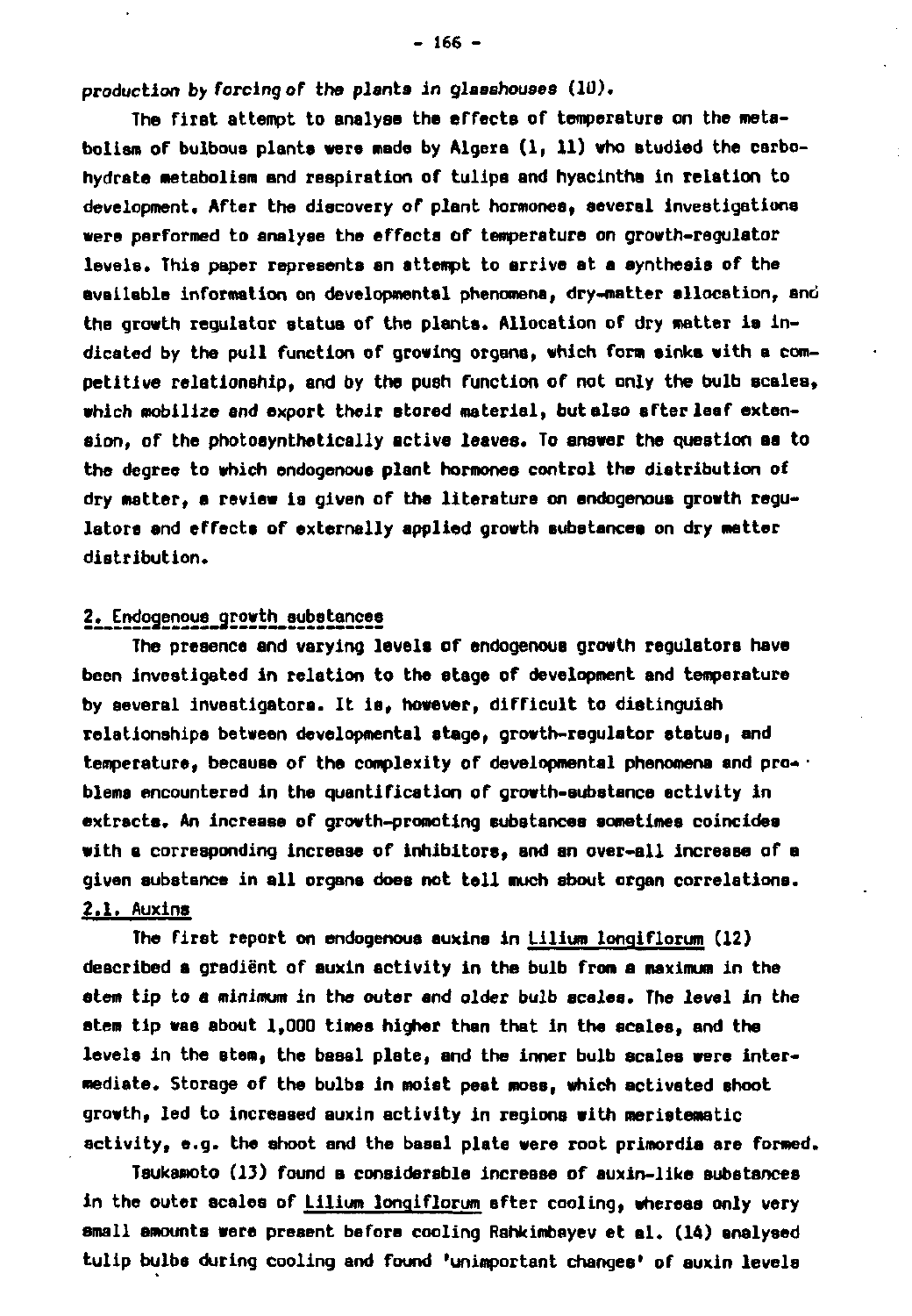production by forcing of the plants in glasshouses (10).

The first attempt to analyse the effects of temperature on the metabolism of bulbous plants were made by Algera (1, 11) who studied the carbohydrate metabolism and respiration of tulips and hyacinths in relation to development. After the discovery of plant hormones, several investigations were performed to analyse the effects of temperature on growth-regulator levels. This paper represents an attempt to arrive at a synthesis of the available information on developmental phenomena, dry-matter allocation, and the growth regulator status of the plants. Allocation of dry matter is indicated by the pull function of growing organs, which form sinks with a competitive relationship, and by the push function of not only the bulb scales, which mobilize and export their stored material, but also after leaf extension, of the photosynthetically active leaves. To answer the question as to the degree to which endogenous plant hormones control the distribution of dry matter, a review is given of the literature on endogenous growth regulators and effects of externally applied growth substances on dry matter distribution.

## 2. Endogenous growth substances

The presence and varying levels of endogenous growth regulators have been investigated in relation to the stage of development and temperature by several investigators. It is, however, difficult to distinguish relationships between developmental stage, growth-regulator status, and temperature, because of the complexity of developmental phenomena and problems encountered in the quantification of growth-substance activity in extracts. An increase of growth-promoting substances sometimes coincides with a corresponding increase of inhibitors, and an over-all increase of a given substance in all organs does not tell much about organ correlations.

### 2.1. Auxins

The first report on endogenous auxins in Lilium longiflorum (12) described a gradiënt of auxin activity in the bulb from a maximum in the stem tip to a minimum in the outer and older bulb scales. The level in the stem tip was about 1,000 times higher than that in the scales, and the levels in the stem, the basal plate, and the inner bulb scales were intermediate. Storage of the bulbs in moist peat moss, which activated shoot growth, led to increased auxin activity in regions with meristematic activity, e.g. the shoot and the basal plate were root primordia are formed.

Tsukamoto (13) found a considerable increase of auxin-like substances in the outer scales of Lilium longiflorum after cooling, whereas only very small amounts were present before cooling Rahkimbayev et al. (14) analysed tulip bulbs during cooling and found 'unimportant changes' of auxin levels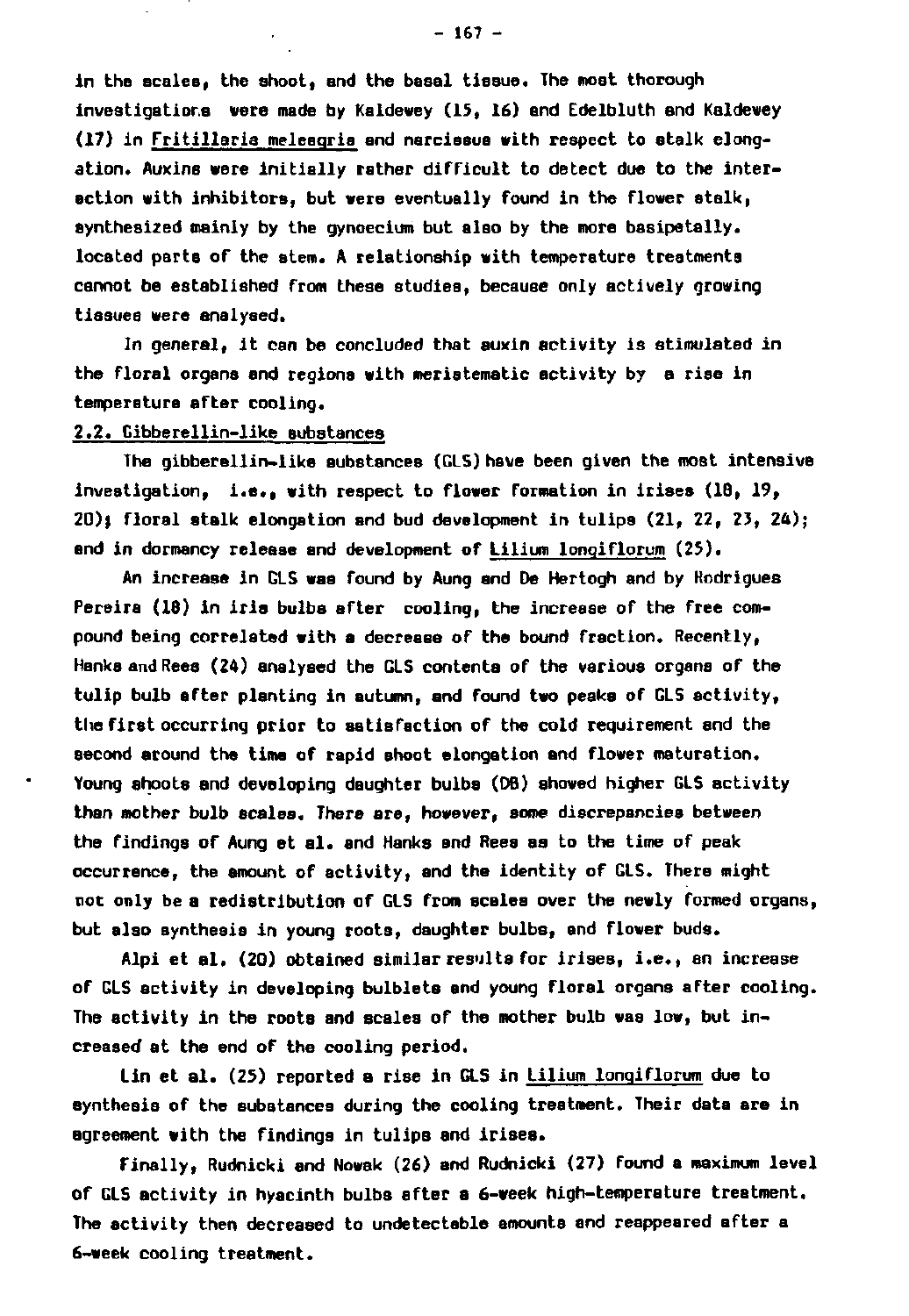in the scales, the shoot, and the basal tissue. The most thorough investigations were made by Kaldewey (15, 16) and Edelbluth and Kaldewey (17) in Fritillaria meleagris and narcissus with respect to stalk elongation. Auxins were initially rather difficult to detect due to the interaction with inhibitors, but were eventually found in the flower stalk, synthesized mainly by the gynoecium but also by the more basipetally. located parts of the stem. A relationship with temperature treatments cannot be established from these studies, because only actively growing tissues were analysed.

In general, it can be concluded that auxin activity is stimulated in the floral organs and regions with meristematic activity by a rise in temperature after cooling.

## 2.2. Gibberellin-like substances

The gibberellin-like substances (GLS) have been given the most intensive investigation, i.e., with respect to flower formation in irises (18, 19, 20); floral stalk elongation and bud development in tulips (21, 22, 23, 24); and in dormancy release and development of Lilium longiflorum (25).

An increase in GLS was found by Aung and De Hertogh and by Rodrigues Pereira (18) in iris bulbs after cooling, the increase of the free compound being correlated with a decrease of the bound fraction. Recently, Hanks and Rees (24) analysed the GLS contents of the various organs of the tulip bulb after planting in autumn, and found two peaks of GLS activity, the first occurring prior to satisfaction of the cold requirement and the second around the time of rapid shoot elongation and flower maturation. Young shoots and developing daughter bulbs (DB) showed higher GLS activity than mother bulb scales. There are, however, some discrepancies between the findings of Aung et al. and Hanks and Rees as to the time of peak occurrence, the amount of activity, and the identity of GLS. There might not only be a redistribution of GLS from scales over the newly formed organs, but also synthesis in young roots, daughter bulbs, and flower buds.

Alpi et al. (20) obtained similar results for irises, i.e., an increase of GLS activity in developing bulblets and young floral organs after cooling. The activity in the roots and scales of the mother bulb was low, but increased at the end of the cooling period.

Lin et al. (25) reported a rise in GLS in Lilium longiflorum due to synthesis of the substances during the cooling treatment. Their data are in agreement with the findings in tulips and irises.

Finally, Rudnicki and Nowak (26) and Rudnicki (27) found a maximum level of GLS activity in hyacinth bulbs after a 6-week high-temperature treatment. The activity then decreased to undetectable amounts and reappeared after a 6-week cooling treatment.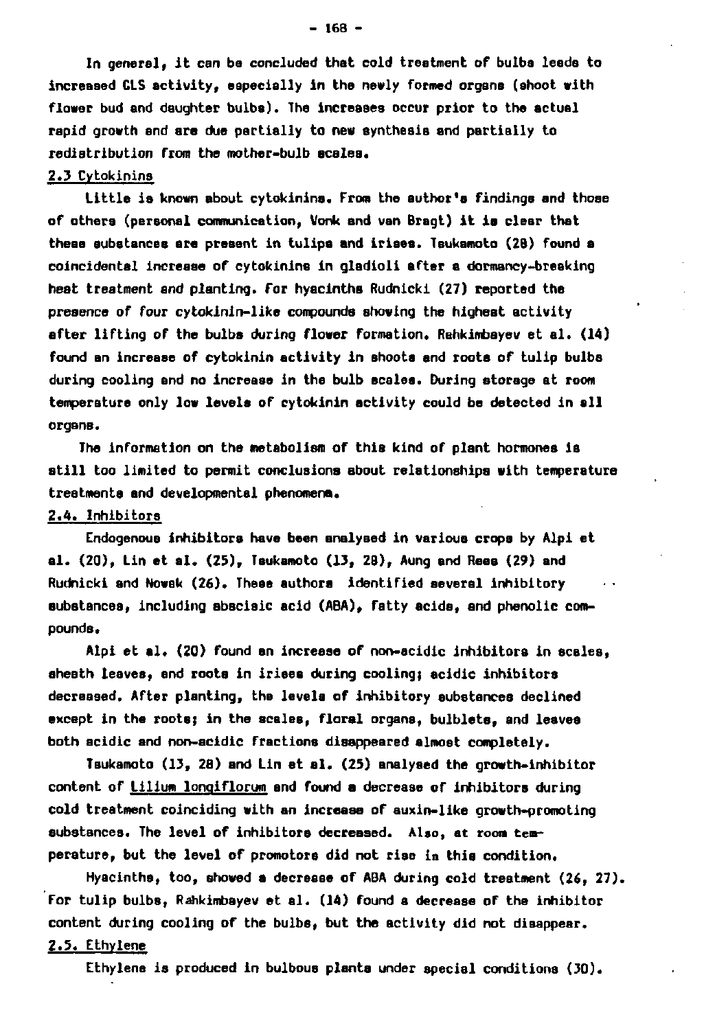In general, it can be concluded that cold treatment of bulbs leads to increased CLS activity, especially in the newly formed organs (shoot with flower bud and daughter bulbs). The increases occur prior to the actual rapid growth and are due partially to new synthesis and partially to redistribution from the mother-bulb scales.

## 2.3 Cytokinins

Little is known about cytokinins. From the author's findings and those of others (personal communication, Vonk and van Bragt) it is clear that these substances are present in tulips and irises. Tsukamoto (28) found a coincidental increase of cytokinins in gladioli after a dormancy-breaking heat treatment and planting. For hyacinths Rudnicki (27) reported the presence of four cytokinin-like compounds showing the highest activity after lifting of the bulbs during flower formation. Rahkimbayev et al. (14) found an increase of cytokinin activity in shoots and roots of tulip bulbs during cooling and no increase in the bulb scales. During storage at room temperature only low levels of cytokinin activity could be detected in all organs.

The information on the metabolism of this kind of plant hormones is still too limited to permit conclusions about relationships with temperature treatments and developmental phenomena.

## 2.4. Inhibitors

Endogenous inhibitors have been analysed in various crops by Alpi et al. (20), Lin et al. (25), Tsukamoto (13, 28), Aung and Rees (29) and Rudnicki and Nowak (26). These authors identified several inhibitory substances, including abscisic acid (ABA), fatty acids, and phenolic compounds.

Alpi et al. (20) found an increase of non-acidic inhibitors in scales, sheath leaves, and roots in irises during cooling; acidic inhibitors decreased. After planting, the levels of inhibitory substances declined except in the roots; in the scales, floral organs, bulblets, and leaves both acidic and non-acidic fractions disappeared almost completely.

Tsukamoto (13, 28) and Lin et al. (25) analysed the growth-inhibitor content of Lilium longiflorum and found a decrease of inhibitors during cold treatment coinciding with an increase of auxin-like growth-promoting substances. The level of inhibitors decreased. Also, at room temperature, but the level of promotors did not rise in this condition.

Hyacinths, too, showed a decrease of ABA during cold treatment (26, 27). For tulip bulbs, Rahkimbayev et al. (14) found a decrease of the inhibitor content during cooling of the bulbs, but the activity did not disappear.

## 2.5. Ethylene

Ethylene is produced in bulbous plants under special conditions (30).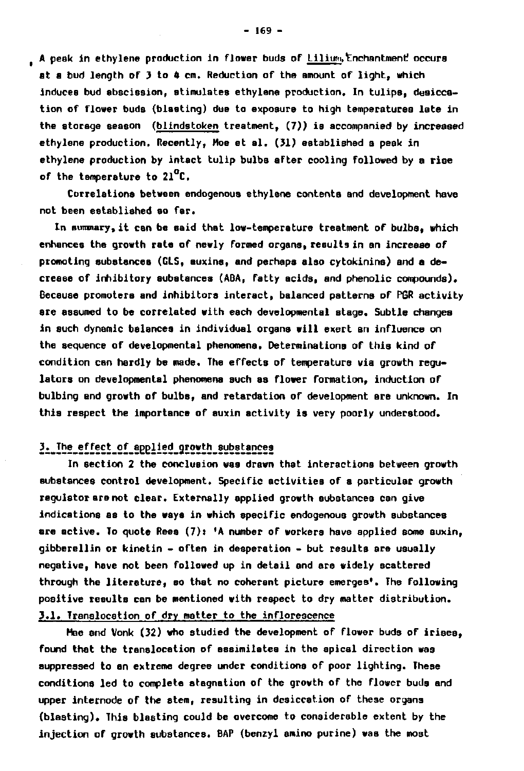A peak in ethylene production in flower buds of _Lilium_ 'Enchantment' occurs at a bud length of 3 to 4 cm. Reduction of the amount of light, which induces bud abscission, stimulates ethylene production. In tulips, desiccation of flower buds (blasting) due to exposure to high temperatures late in the storage season (_blindstoken_ treatment, (7)) is accompanied by increased ethylene production. Recently, Moe et al. (31) established a peak in ethylene production by intact tulip bulbs after cooling followed by a rise of the temperature to 21°C.

Correlations between endogenous ethylene contents and development have not been established so far.

In summary, it can be said that low-temperature treatment of bulbs, which enhances the growth rate of newly formed organs, results in an increase of promoting substances (GLS, auxins, and perhaps also cytokinins) and a decrease of inhibitory substances (ABA, fatty acids, and phenolic compounds). Because promoters and inhibitors interact, balanced patterns of PGR activity are assumed to be correlated with each developmental stage. Subtle changes in such dynamic balances in individual organs will exert an influence on the sequence of developmental phenomena. Determinations of this kind of condition can hardly be made. The effects of temperature via growth regulators on developmental phenomena such as flower formation, induction of bulbing and growth of bulbs, and retardation of development are unknown. In this respect the importance of auxin activity is very poorly understood.

## 3. The effect of applied growth substances

In section 2 the conclusion was drawn that interactions between growth substances control development. Specific activities of a particular growth regulator are not clear. Externally applied growth substances can give indications as to the ways in which specific endogenous growth substances are active. To quote Rees (7): 'A number of workers have applied some auxin, gibberellin or kinetin - often in desperation - but results are usually negative, have not been followed up in detail and are widely scattered through the literature, so that no coherent picture emerges'. The following positive results can be mentioned with respect to dry matter distribution.

### 3.1. Translocation of dry matter to the inflorescence

Mae and Vonk (32) who studied the development of flower buds of irises, found that the translocation of assimilates in the apical direction was suppressed to an extreme degree under conditions of poor lighting. These conditions led to complete stagnation of the growth of the flower buds and upper internode of the stem, resulting in desiccation of these organs (blasting). This blasting could be overcome to considerable extent by the injection of growth substances. BAP (benzyl amino purine) was the most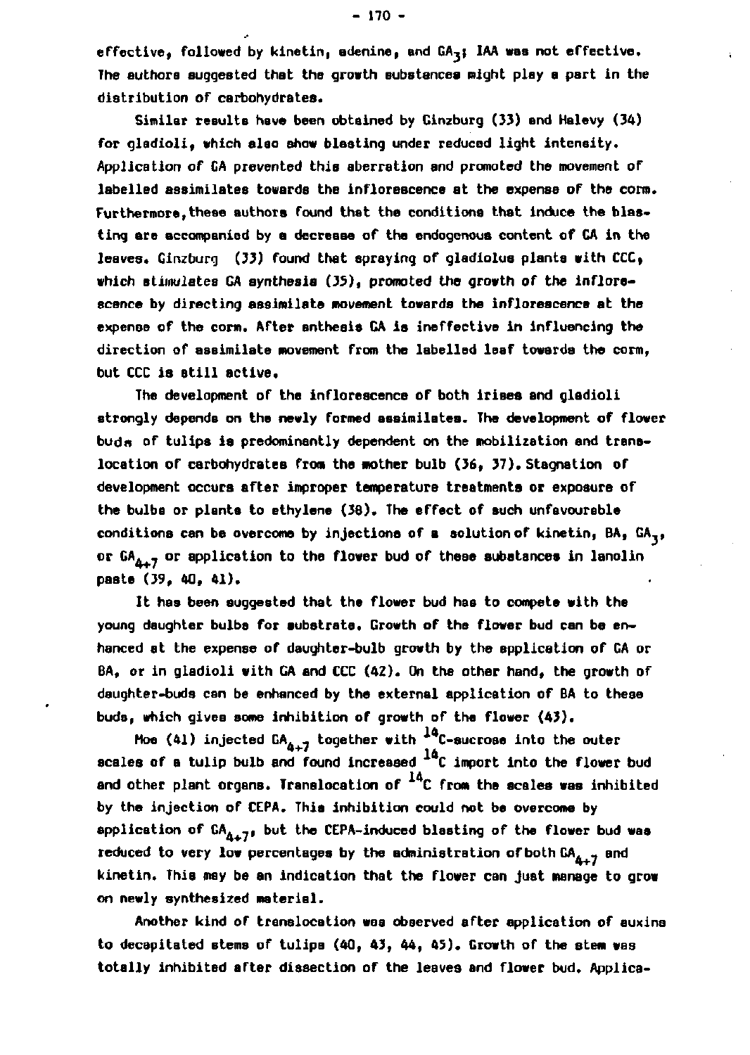effective, followed by kinetin, adenine, and $GA_3$; IAA was not effective. The authors suggested that the growth substances might play a part in the distribution of carbohydrates.

Similar results have been obtained by Ginzburg (33) and Halevy (34) for gladioli, which also show blasting under reduced light intensity. Application of GA prevented this aberration and promoted the movement of labelled assimilates towards the inflorescence at the expense of the corm. Furthermore, these authors found that the conditions that induce the blasting are accompanied by a decrease of the endogenous content of GA in the leaves. Ginzburg (33) found that spraying of gladiolus plants with CCC, which stimulates GA synthesis (35), promoted the growth of the inflorescence by directing assimilate movement towards the inflorescence at the expense of the corm. After anthesis GA is ineffective in influencing the direction of assimilate movement from the labelled leaf towards the corm, but CCC is still active.

The development of the inflorescence of both irises and gladioli strongly depends on the newly formed assimilates. The development of flower buds of tulips is predominantly dependent on the mobilization and translocation of carbohydrates from the mother bulb (36, 37). Stagnation of development occurs after improper temperature treatments or exposure of the bulbs or plants to ethylene (38). The effect of such unfavourable conditions can be overcome by injections of a solution of kinetin, BA, $GA_3$, or $GA_{4+7}$ or application to the flower bud of these substances in lanolin paste (39, 40, 41).

It has been suggested that the flower bud has to compete with the young daughter bulbs for substrate. Growth of the flower bud can be enhanced at the expense of daughter-bulb growth by the application of GA or BA, or in gladioli with GA and CCC (42). On the other hand, the growth of daughter-buds can be enhanced by the external application of BA to these buds, which gives some inhibition of growth of the flower (43).

Moe (41) injected $GA_{4+7}$ together with $^{14}C$-sucrose into the outer scales of a tulip bulb and found increased $^{14}C$ import into the flower bud and other plant organs. Translocation of $^{14}C$ from the scales was inhibited by the injection of CEPA. This inhibition could not be overcome by application of $GA_{4+7}$, but the CEPA-induced blasting of the flower bud was reduced to very low percentages by the administration of both $GA_{4+7}$ and kinetin. This may be an indication that the flower can just manage to grow on newly synthesized material.

Another kind of translocation was observed after application of auxins to decapitated stems of tulips (40, 43, 44, 45). Growth of the stem was totally inhibited after dissection of the leaves and flower bud. Applica-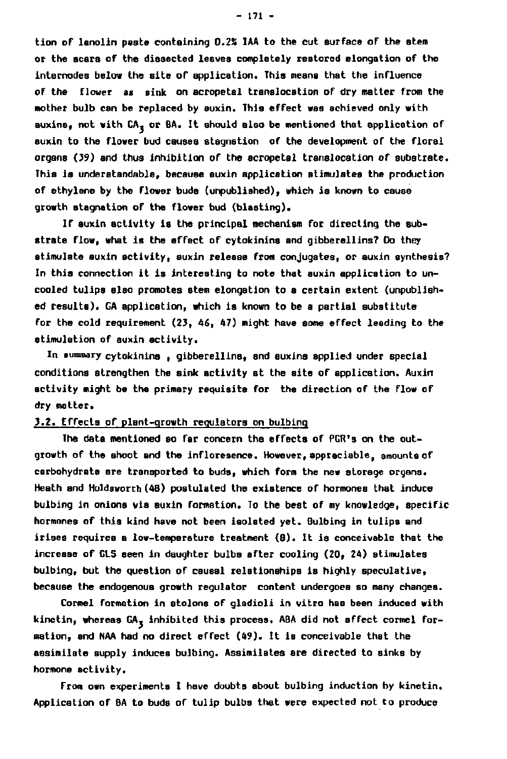tion of lanolin paste containing 0.2% IAA to the cut surface of the stem or the scars of the dissected leaves completely restored elongation of the internodes below the site of application. This means that the influence of the flower as sink on acropetal translocation of dry matter from the mother bulb can be replaced by auxin. This effect was achieved only with auxins, not with $GA_3$ or BA. It should also be mentioned that application of auxin to the flower bud causes stagnation of the development of the floral organs (39) and thus inhibition of the acropetal translocation of substrate. This is understandable, because auxin application stimulates the production of ethylene by the flower buds (unpublished), which is known to cause growth stagnation of the flower bud (blasting).

If auxin activity is the principal mechanism for directing the substrate flow, what is the effect of cytokinins and gibberellins? Do they stimulate auxin activity, auxin release from conjugates, or auxin synthesis? In this connection it is interesting to note that auxin application to uncooled tulips also promotes stem elongation to a certain extent (unpublished results). GA application, which is known to be a partial substitute for the cold requirement (23, 46, 47) might have some effect leading to the stimulation of auxin activity.

In summary cytokinins , gibberellins, and auxins applied under special conditions strengthen the sink activity at the site of application. Auxin activity might be the primary requisite for the direction of the flow of dry matter.

## 3.2. Effects of plant-growth regulators on bulbing

The data mentioned so far concern the effects of PGR's on the outgrowth of the shoot and the infloresence. However, appreciable, amounts of carbohydrate are transported to buds, which form the new storage organs. Heath and Holdsworth (48) postulated the existence of hormones that induce bulbing in onions via auxin formation. To the best of my knowledge, specific hormones of this kind have not been isolated yet. Bulbing in tulips and irises requires a low-temperature treatment (8). It is conceivable that the increase of GLS seen in daughter bulbs after cooling (20, 24) stimulates bulbing, but the question of causal relationships is highly speculative, because the endogenous growth regulator content undergoes so many changes.

Cormel formation in stolons of gladioli in vitro has been induced with kinetin, whereas $GA_3$ inhibited this process. ABA did not affect cormel formation, and NAA had no direct effect (49). It is conceivable that the assimilate supply induces bulbing. Assimilates are directed to sinks by hormone activity.

From own experiments I have doubts about bulbing induction by kinetin. Application of BA to buds of tulip bulbs that were expected not to produce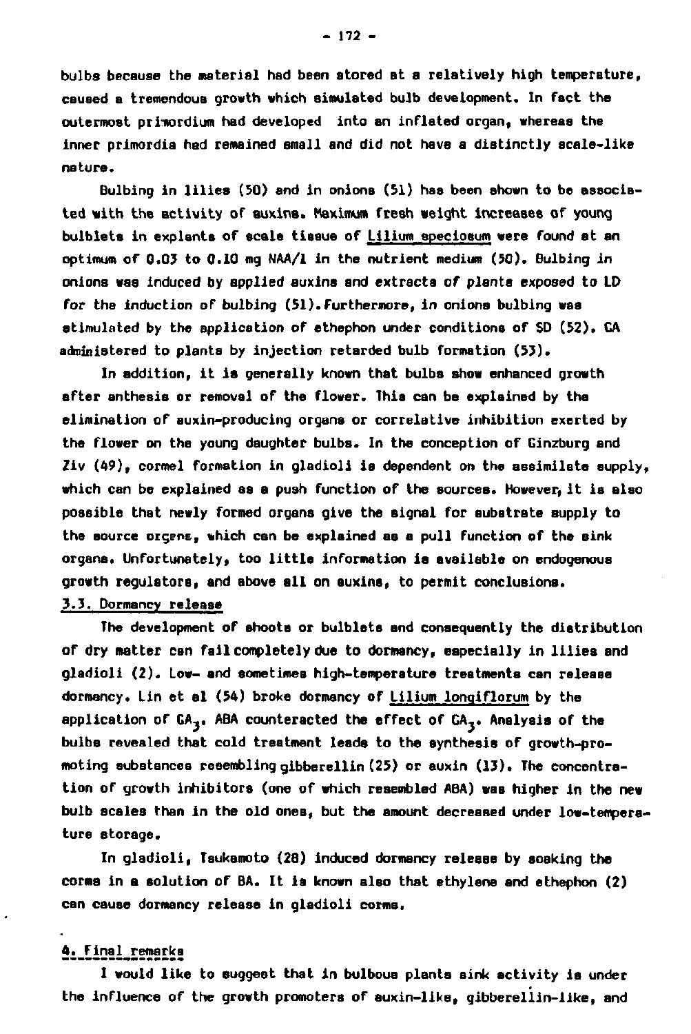bulbs because the material had been stored at a relatively high temperature, caused a tremendous growth which simulated bulb development. In fact the outermost primordium had developed into an inflated organ, whereas the inner primordia had remained small and did not have a distinctly scale-like nature.

Bulbing in lilies (50) and in onions (51) has been shown to be associated with the activity of auxins. Maximum fresh weight increases of young bulblets in explants of scale tissue of Lilium speciosum were found at an optimum of 0.03 to 0.10 mg NAA/l in the nutrient medium (50). Bulbing in onions was induced by applied auxins and extracts of plants exposed to LD for the induction of bulbing (51). Furthermore, in onions bulbing was stimulated by the application of ethephon under conditions of SD (52). GA administered to plants by injection retarded bulb formation (53).

In addition, it is generally known that bulbs show enhanced growth after anthesis or removal of the flower. This can be explained by the elimination of auxin-producing organs or correlative inhibition exerted by the flower on the young daughter bulbs. In the conception of Ginzburg and Ziv (49), cormel formation in gladioli is dependent on the assimilate supply, which can be explained as a push function of the sources. However, it is also possible that newly formed organs give the signal for substrate supply to the source organs, which can be explained as a pull function of the sink organs. Unfortunately, too little information is available on endogenous growth regulators, and above all on auxins, to permit conclusions.

## 3.3. Dormancy release

The development of shoots or bulblets and consequently the distribution of dry matter can fail completely due to dormancy, especially in lilies and gladioli (2). Low- and sometimes high-temperature treatments can release dormancy. Lin et al (54) broke dormancy of Lilium longiflorum by the application of $GA_3$. ABA counteracted the effect of $GA_3$. Analysis of the bulbs revealed that cold treatment leads to the synthesis of growth-promoting substances resembling gibberellin (25) or auxin (13). The concentration of growth inhibitors (one of which resembled ABA) was higher in the new bulb scales than in the old ones, but the amount decreased under low-temperature storage.

In gladioli, Tsukamoto (28) induced dormancy release by soaking the corms in a solution of BA. It is known also that ethylene and ethephon (2) can cause dormancy release in gladioli corms.

## 4. Final remarks

I would like to suggest that in bulbous plants sink activity is under the influence of the growth promoters of auxin-like, gibberellin-like, and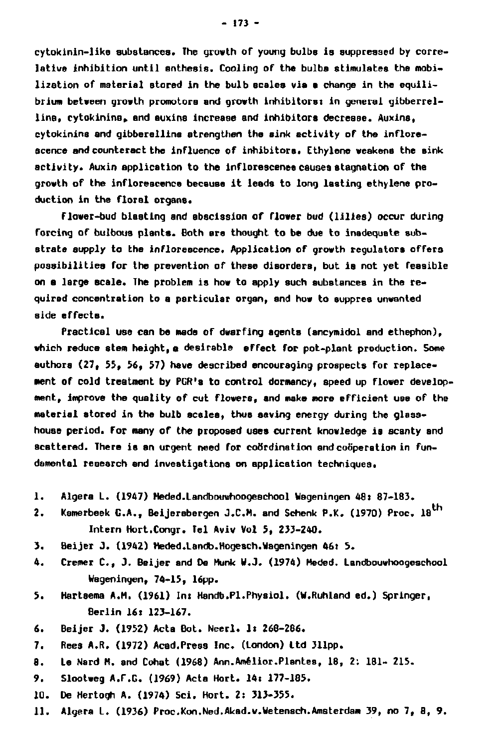cytokinin-like substances. The growth of young bulbs is suppressed by correlative inhibition until anthesis. Cooling of the bulbs stimulates the mobilization of material stored in the bulb scales via a change in the equilibrium between growth promotors and growth inhibitors: in general gibberellins, cytokinins, and auxins increase and inhibitors decrease. Auxins, cytokinins and gibberellins strengthen the sink activity of the inflorescence and counteract the influence of inhibitors. Ethylene weakens the sink activity. Auxin application to the inflorescenee causes stagnation of the growth of the inflorescence because it leads to long lasting ethylene production in the floral organs.

Flower-bud blasting and abscission of flower bud (lilies) occur during forcing of bulbous plants. Both are thought to be due to inadequate substrate supply to the inflorescence. Application of growth regulators offers possibilities for the prevention of these disorders, but is not yet feasible on a large scale. The problem is how to apply such substances in the required concentration to a particular organ, and how to suppres unwanted side effects.

Practical use can be made of dwarfing agents (ancymidol and ethephon), which reduce stem height, a desirable effect for pot-plant production. Some authors (27, 55, 56, 57) have described encouraging prospects for replacement of cold treatment by PGR's to control dormancy, speed up flower development, improve the quality of cut flowers, and make more efficient use of the material stored in the bulb scales, thus saving energy during the glasshouse period. For many of the proposed uses current knowledge is scanty and scattered. There is an urgent need for coördination and coöperation in fundamental research and investigations on application techniques.

1. Algera L. (1947) Meded.Landbouwhoogeschool Wageningen 48: 87-183.
2. Kamerbeek G.A., Beijersbergen J.C.M. and Schenk P.K. (1970) Proc. 18$^{th}$ Intern Hort.Congr. Tel Aviv Vol 5, 233-240.
3. Beijer J. (1942) Meded.Landb.Hogesch.Wageningen 46: 5.
4. Cremer C., J. Beijer and De Munk W.J. (1974) Meded. Landbouwhoogeschool Wageningen, 74-15, 16pp.
5. Hartsema A.M. (1961) In: Handb.Pl.Physiol. (W.Ruhland ed.) Springer, Berlin 16: 123-167.
6. Beijer J. (1952) Acta Bot. Neerl. 1: 268-286.
7. Rees A.R. (1972) Acad.Press Inc. (London) Ltd 311pp.
8. Le Nard M. and Cohat (1968) Ann.Amélior.Plantes, 18, 2: 181- 215.
9. Slootweg A.F.G. (1969) Acta Hort. 14: 177-185.
10. De Hertogh A. (1974) Sci. Hort. 2: 313-355.
11. Algera L. (1936) Proc.Kon.Ned.Akad.v.Wetensch.Amsterdam 39, no 7, 8, 9.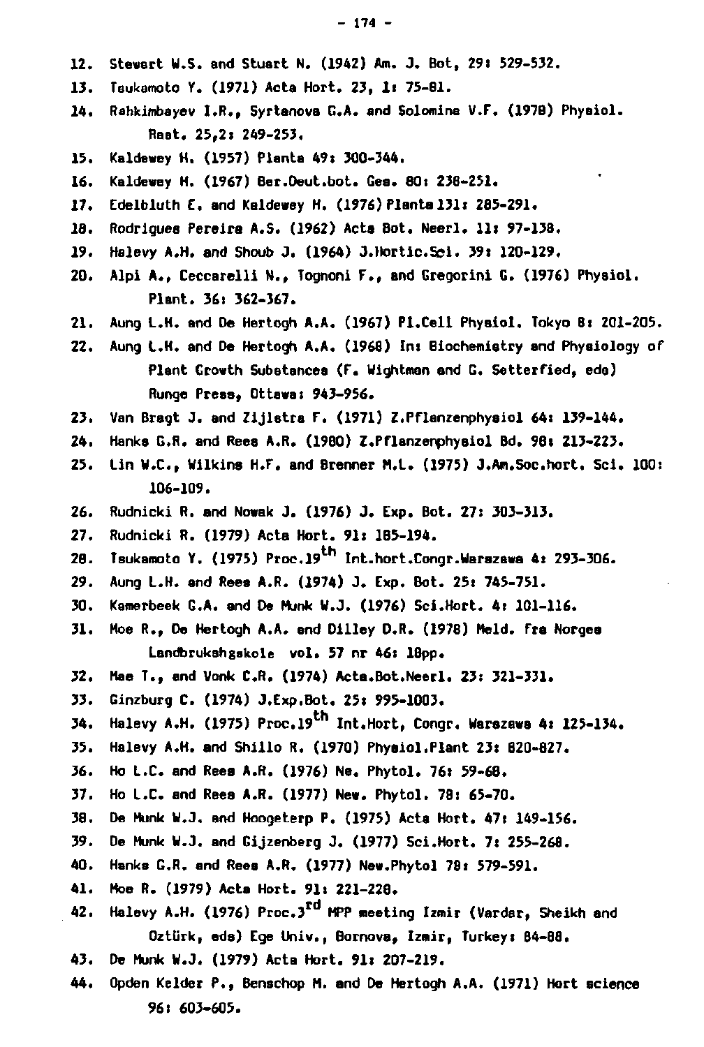12. Stewart W.S. and Stuart N. (1942) Am. J. Bot, 29: 529-532.
13. Tsukamoto Y. (1971) Acta Hort. 23, 1: 75-81.
14. Rahkimbayev I.R., Syrtanova G.A. and Solomina V.F. (1978) Physiol. Rast. 25,2: 249-253.
15. Kaldewey H. (1957) Planta 49: 300-344.
16. Kaldewey H. (1967) Ber.Deut.bot. Ges. 80: 238-251.
17. Edelbluth E. and Kaldewey H. (1976) Planta 131: 285-291.
18. Rodrigues Pereira A.S. (1962) Acta Bot. Neerl. 11: 97-138.
19. Halevy A.H. and Shoub J. (1964) J.Hortic.Sci. 39: 120-129.
20. Alpi A., Ceccarelli N., Tognoni F., and Gregorini G. (1976) Physiol. Plant. 36: 362-367.
21. Aung L.H. and De Hertogh A.A. (1967) Pl.Cell Physiol. Tokyo 8: 201-205.
22. Aung L.H. and De Hertogh A.A. (1968) In: Biochemistry and Physiology of Plant Growth Substances (F. Wightman and G. Setterfied, eds) Runge Press, Ottawa: 943-956.
23. Van Bragt J. and Zijlstra F. (1971) Z.Pflanzenphysiol 64: 139-144.
24. Hanks G.R. and Rees A.R. (1980) Z.Pflanzenphysiol Bd. 98: 213-223.
25. Lin W.C., Wilkins H.F. and Brenner M.L. (1975) J.Am.Soc.hort. Sci. 100: 106-109.
26. Rudnicki R. and Nowak J. (1976) J. Exp. Bot. 27: 303-313.
27. Rudnicki R. (1979) Acta Hort. 91: 185-194.
28. Tsukamoto Y. (1975) Proc.19th Int.hort.Congr.Warszawa 4: 293-306.
29. Aung L.H. and Rees A.R. (1974) J. Exp. Bot. 25: 745-751.
30. Kamerbeek G.A. and De Munk W.J. (1976) Sci.Hort. 4: 101-116.
31. Moe R., De Hertogh A.A. and Dilley D.R. (1978) Meld. Fra Norges Landbrukshgskole vol. 57 nr 46: 18pp.
32. Mae T., and Vonk C.R. (1974) Acta.Bot.Neerl. 23: 321-331.
33. Ginzburg C. (1974) J.Exp.Bot. 25: 995-1003.
34. Halevy A.H. (1975) Proc.19th Int.Hort, Congr. Warszawa 4: 125-134.
35. Halevy A.H. and Shillo R. (1970) Physiol.Plant 23: 820-827.
36. Ho L.C. and Rees A.R. (1976) Ne. Phytol. 76: 59-68.
37. Ho L.C. and Rees A.R. (1977) New. Phytol. 78: 65-70.
38. De Munk W.J. and Hoogeterp P. (1975) Acta Hort. 47: 149-156.
39. De Munk W.J. and Gijzenberg J. (1977) Sci.Hort. 7: 255-268.
40. Hanks G.R. and Rees A.R. (1977) New.Phytol 78: 579-591.
41. Moe R. (1979) Acta Hort. 91: 221-228.
42. Halevy A.H. (1976) Proc.3rd MPP meeting Izmir (Vardar, Sheikh and Oztürk, eds) Ege Univ., Bornova, Izmir, Turkey: 84-88.
43. De Munk W.J. (1979) Acta Hort. 91: 207-219.
44. Opden Kelder P., Benschop M. and De Hertogh A.A. (1971) Hort science 96: 603-605.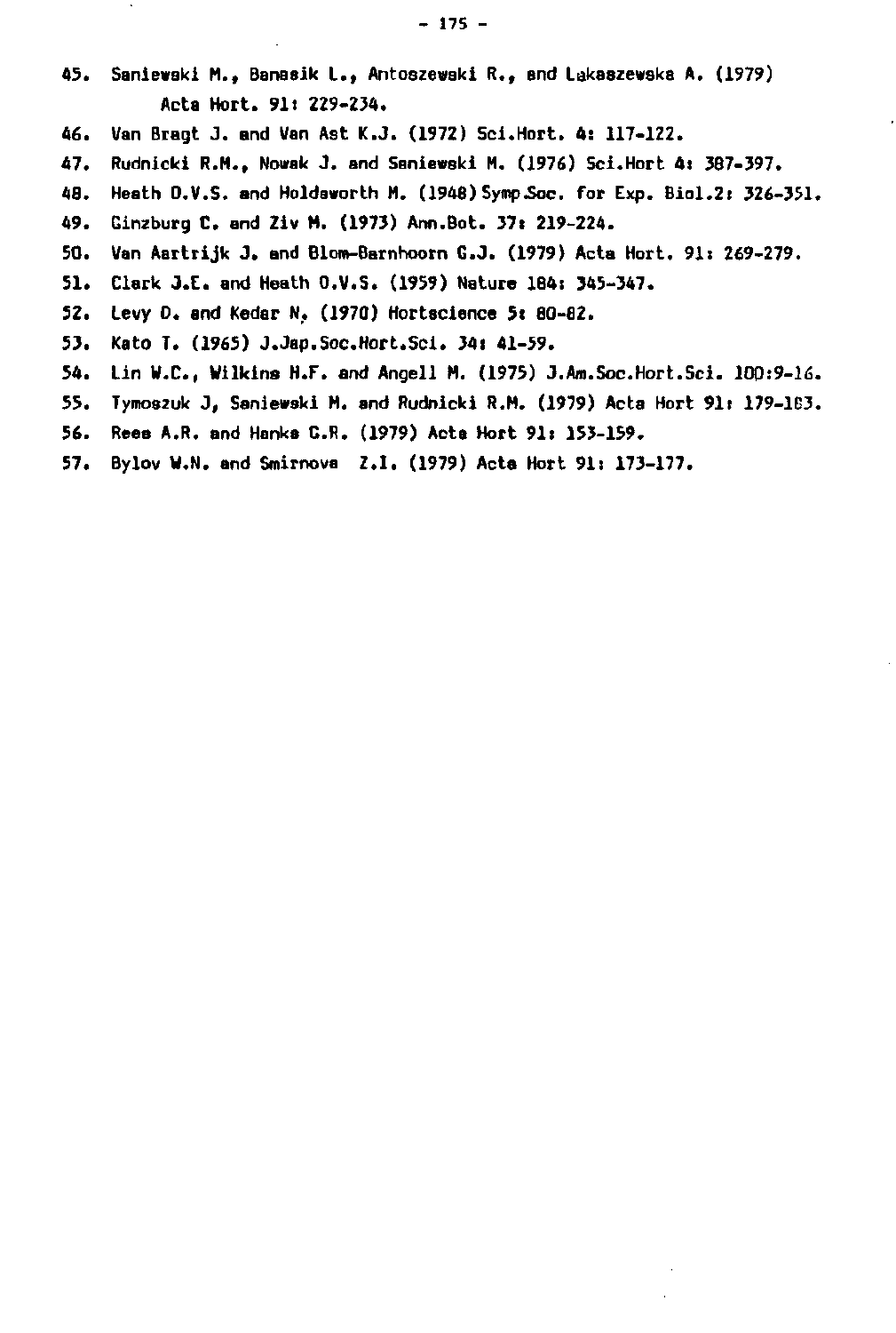45. Saniewski M., Banasik L., Antoszewski R., and Lakaszewska A. (1979) Acta Hort. 91: 229-234.
46. Van Bragt J. and Van Ast K.J. (1972) Sci.Hort. 4: 117-122.
47. Rudnicki R.M., Nowak J. and Saniewski M. (1976) Sci.Hort 4: 387-397.
48. Heath O.V.S. and Holdsworth M. (1948) Symp.Soc. for Exp. Biol.2: 326-351.
49. Ginzburg C. and Ziv M. (1973) Ann.Bot. 37: 219-224.
50. Van Aartrijk J. and Blom-Barnhoorn G.J. (1979) Acta Hort. 91: 269-279.
51. Clark J.E. and Heath O.V.S. (1959) Nature 184: 345-347.
52. Levy D. and Kedar N. (1970) Hortscience 5: 80-82.
53. Kato T. (1965) J.Jap.Soc.Hort.Sci. 34: 41-59.
54. Lin W.C., Wilkins H.F. and Angell M. (1975) J.Am.Soc.Hort.Sci. 100:9-16.
55. Tymoszuk J, Saniewski M. and Rudnicki R.M. (1979) Acta Hort 91: 179-183.
56. Rees A.R. and Hanks G.R. (1979) Acta Hort 91: 153-159.
57. Bylov W.N. and Smirnova Z.I. (1979) Acta Hort 91: 173-177.